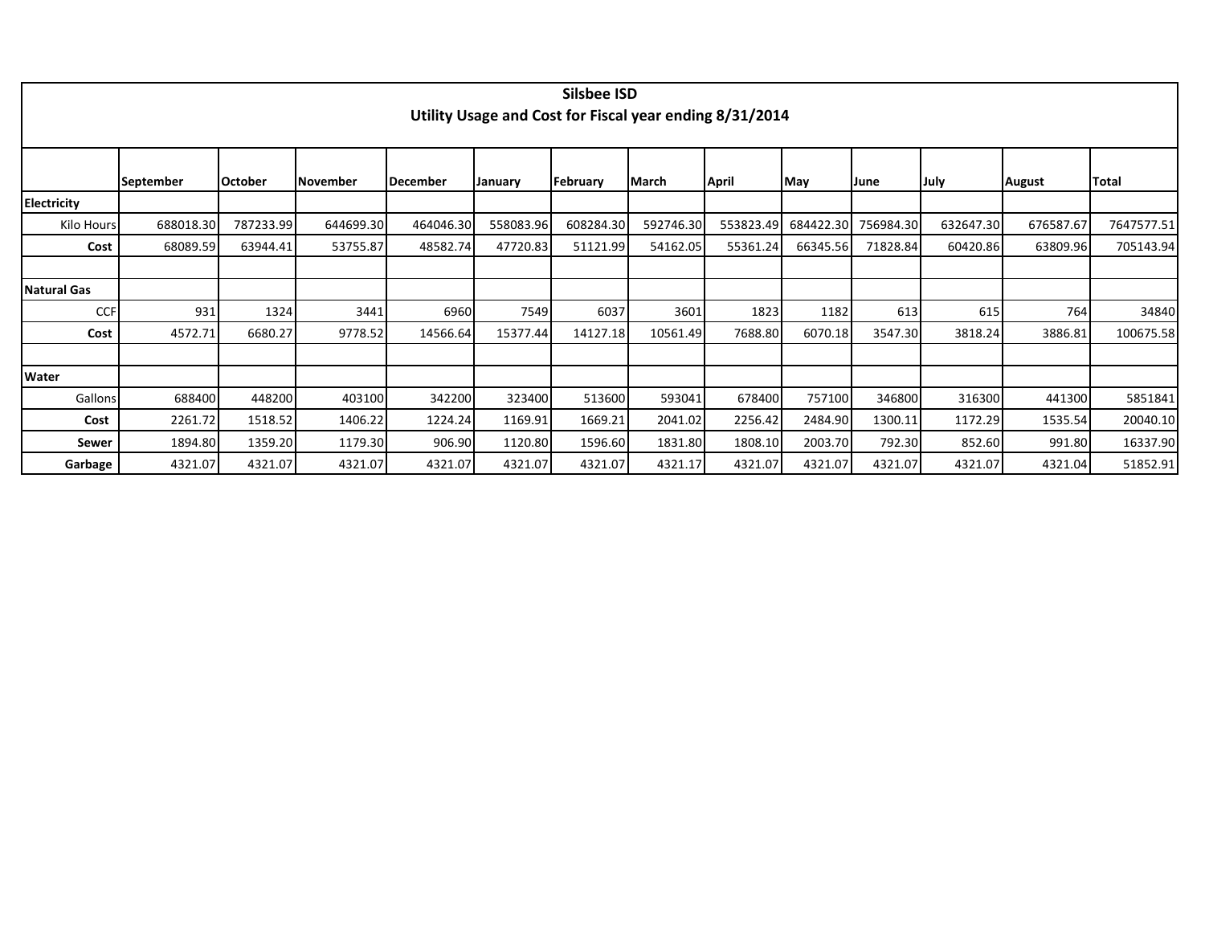# Silsbee ISD

## Utility Usage and Cost for Fiscal year ending 8/31/2014

| | September | October | November | December | January | February | March | April | May | June | July | August | Total |
|---|---|---|---|---|---|---|---|---|---|---|---|---|---|
| **Electricity** | | | | | | | | | | | | | |
| Kilo Hours | 688018.30 | 787233.99 | 644699.30 | 464046.30 | 558083.96 | 608284.30 | 592746.30 | 553823.49 | 684422.30 | 756984.30 | 632647.30 | 676587.67 | 7647577.51 |
| **Cost** | 68089.59 | 63944.41 | 53755.87 | 48582.74 | 47720.83 | 51121.99 | 54162.05 | 55361.24 | 66345.56 | 71828.84 | 60420.86 | 63809.96 | 705143.94 |
| | | | | | | | | | | | | | |
| **Natural Gas** | | | | | | | | | | | | | |
| CCF | 931 | 1324 | 3441 | 6960 | 7549 | 6037 | 3601 | 1823 | 1182 | 613 | 615 | 764 | 34840 |
| **Cost** | 4572.71 | 6680.27 | 9778.52 | 14566.64 | 15377.44 | 14127.18 | 10561.49 | 7688.80 | 6070.18 | 3547.30 | 3818.24 | 3886.81 | 100675.58 |
| | | | | | | | | | | | | | |
| **Water** | | | | | | | | | | | | | |
| Gallons | 688400 | 448200 | 403100 | 342200 | 323400 | 513600 | 593041 | 678400 | 757100 | 346800 | 316300 | 441300 | 5851841 |
| **Cost** | 2261.72 | 1518.52 | 1406.22 | 1224.24 | 1169.91 | 1669.21 | 2041.02 | 2256.42 | 2484.90 | 1300.11 | 1172.29 | 1535.54 | 20040.10 |
| **Sewer** | 1894.80 | 1359.20 | 1179.30 | 906.90 | 1120.80 | 1596.60 | 1831.80 | 1808.10 | 2003.70 | 792.30 | 852.60 | 991.80 | 16337.90 |
| **Garbage** | 4321.07 | 4321.07 | 4321.07 | 4321.07 | 4321.07 | 4321.07 | 4321.17 | 4321.07 | 4321.07 | 4321.07 | 4321.07 | 4321.04 | 51852.91 |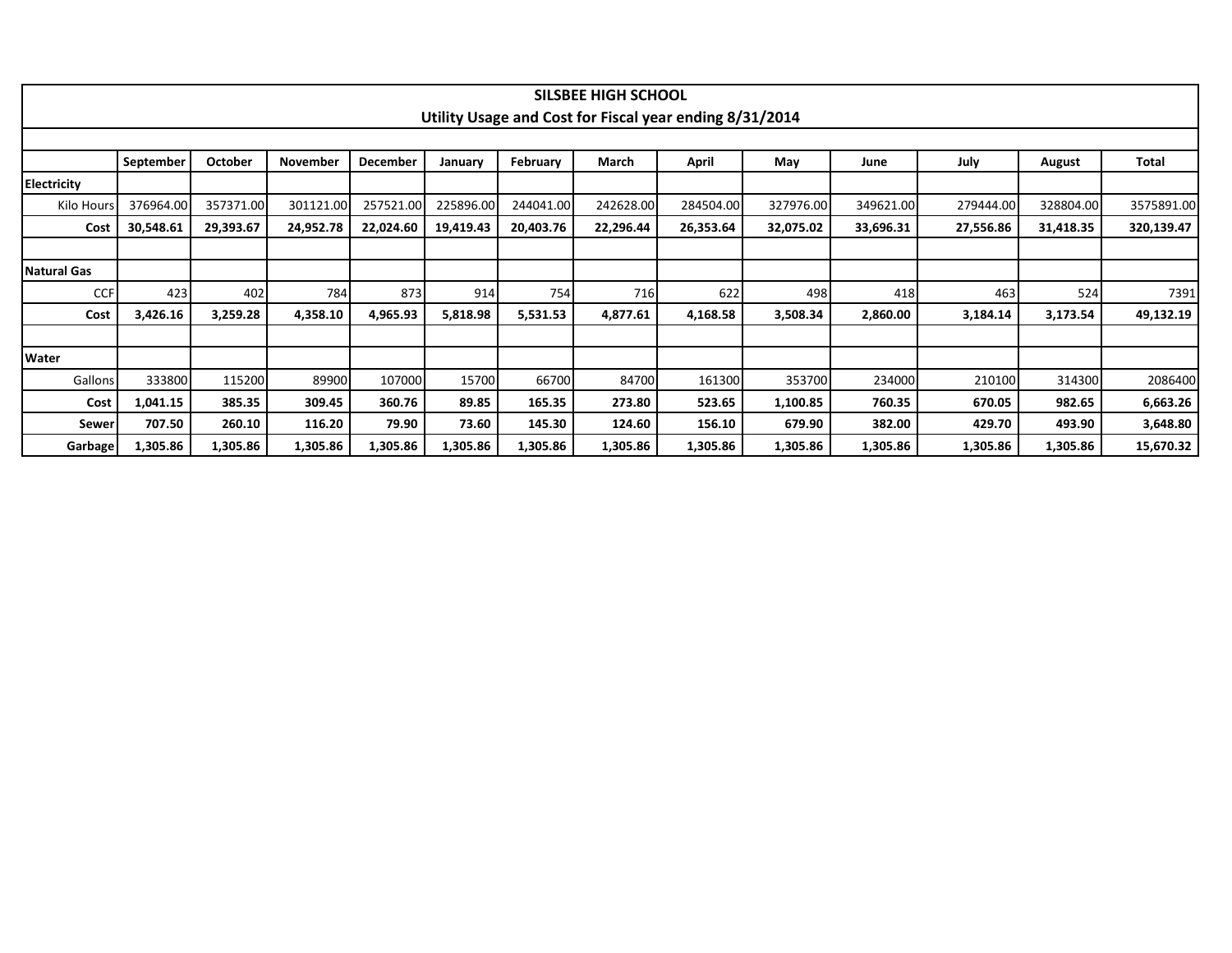# SILSBEE HIGH SCHOOL

## Utility Usage and Cost for Fiscal year ending 8/31/2014

| | September | October | November | December | January | February | March | April | May | June | July | August | Total |
|---|---|---|---|---|---|---|---|---|---|---|---|---|---|
| **Electricity** | | | | | | | | | | | | | |
| Kilo Hours | 376964.00 | 357371.00 | 301121.00 | 257521.00 | 225896.00 | 244041.00 | 242628.00 | 284504.00 | 327976.00 | 349621.00 | 279444.00 | 328804.00 | 3575891.00 |
| **Cost** | **30,548.61** | **29,393.67** | **24,952.78** | **22,024.60** | **19,419.43** | **20,403.76** | **22,296.44** | **26,353.64** | **32,075.02** | **33,696.31** | **27,556.86** | **31,418.35** | **320,139.47** |
| | | | | | | | | | | | | | |
| **Natural Gas** | | | | | | | | | | | | | |
| CCF | 423 | 402 | 784 | 873 | 914 | 754 | 716 | 622 | 498 | 418 | 463 | 524 | 7391 |
| **Cost** | **3,426.16** | **3,259.28** | **4,358.10** | **4,965.93** | **5,818.98** | **5,531.53** | **4,877.61** | **4,168.58** | **3,508.34** | **2,860.00** | **3,184.14** | **3,173.54** | **49,132.19** |
| | | | | | | | | | | | | | |
| **Water** | | | | | | | | | | | | | |
| Gallons | 333800 | 115200 | 89900 | 107000 | 15700 | 66700 | 84700 | 161300 | 353700 | 234000 | 210100 | 314300 | 2086400 |
| **Cost** | **1,041.15** | **385.35** | **309.45** | **360.76** | **89.85** | **165.35** | **273.80** | **523.65** | **1,100.85** | **760.35** | **670.05** | **982.65** | **6,663.26** |
| **Sewer** | **707.50** | **260.10** | **116.20** | **79.90** | **73.60** | **145.30** | **124.60** | **156.10** | **679.90** | **382.00** | **429.70** | **493.90** | **3,648.80** |
| **Garbage** | **1,305.86** | **1,305.86** | **1,305.86** | **1,305.86** | **1,305.86** | **1,305.86** | **1,305.86** | **1,305.86** | **1,305.86** | **1,305.86** | **1,305.86** | **1,305.86** | **15,670.32** |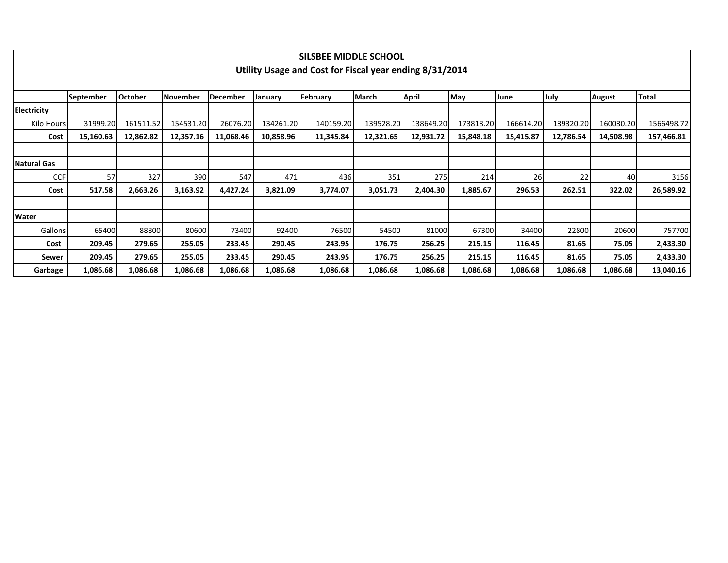# SILSBEE MIDDLE SCHOOL

## Utility Usage and Cost for Fiscal year ending 8/31/2014

| | September | October | November | December | January | February | March | April | May | June | July | August | Total |
|---|---|---|---|---|---|---|---|---|---|---|---|---|---|
| **Electricity** | | | | | | | | | | | | | |
| Kilo Hours | 31999.20 | 161511.52 | 154531.20 | 26076.20 | 134261.20 | 140159.20 | 139528.20 | 138649.20 | 173818.20 | 166614.20 | 139320.20 | 160030.20 | 1566498.72 |
| **Cost** | **15,160.63** | **12,862.82** | **12,357.16** | **11,068.46** | **10,858.96** | **11,345.84** | **12,321.65** | **12,931.72** | **15,848.18** | **15,415.87** | **12,786.54** | **14,508.98** | **157,466.81** |
| | | | | | | | | | | | | | |
| **Natural Gas** | | | | | | | | | | | | | |
| CCF | 57 | 327 | 390 | 547 | 471 | 436 | 351 | 275 | 214 | 26 | 22 | 40 | 3156 |
| **Cost** | **517.58** | **2,663.26** | **3,163.92** | **4,427.24** | **3,821.09** | **3,774.07** | **3,051.73** | **2,404.30** | **1,885.67** | **296.53** | **262.51** | **322.02** | **26,589.92** |
| | | | | | | | | | | | . | | |
| **Water** | | | | | | | | | | | | | |
| Gallons | 65400 | 88800 | 80600 | 73400 | 92400 | 76500 | 54500 | 81000 | 67300 | 34400 | 22800 | 20600 | 757700 |
| **Cost** | **209.45** | **279.65** | **255.05** | **233.45** | **290.45** | **243.95** | **176.75** | **256.25** | **215.15** | **116.45** | **81.65** | **75.05** | **2,433.30** |
| **Sewer** | **209.45** | **279.65** | **255.05** | **233.45** | **290.45** | **243.95** | **176.75** | **256.25** | **215.15** | **116.45** | **81.65** | **75.05** | **2,433.30** |
| **Garbage** | **1,086.68** | **1,086.68** | **1,086.68** | **1,086.68** | **1,086.68** | **1,086.68** | **1,086.68** | **1,086.68** | **1,086.68** | **1,086.68** | **1,086.68** | **1,086.68** | **13,040.16** |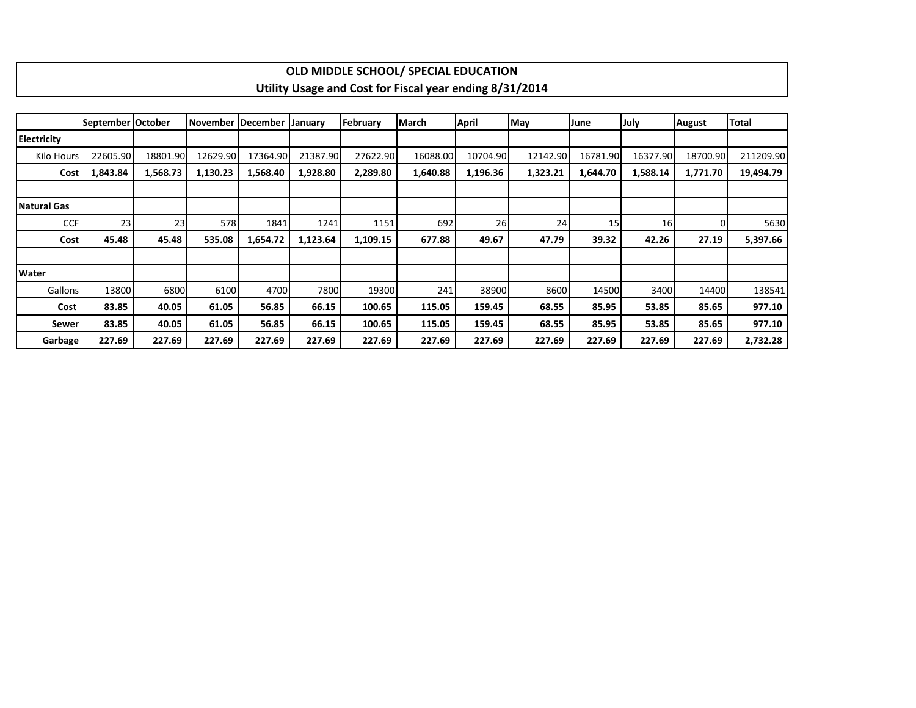# OLD MIDDLE SCHOOL/ SPECIAL EDUCATION

## Utility Usage and Cost for Fiscal year ending 8/31/2014

| | September | October | November | December | January | February | March | April | May | June | July | August | Total |
|---|---|---|---|---|---|---|---|---|---|---|---|---|---|
| **Electricity** | | | | | | | | | | | | | |
| Kilo Hours | 22605.90 | 18801.90 | 12629.90 | 17364.90 | 21387.90 | 27622.90 | 16088.00 | 10704.90 | 12142.90 | 16781.90 | 16377.90 | 18700.90 | 211209.90 |
| **Cost** | **1,843.84** | **1,568.73** | **1,130.23** | **1,568.40** | **1,928.80** | **2,289.80** | **1,640.88** | **1,196.36** | **1,323.21** | **1,644.70** | **1,588.14** | **1,771.70** | **19,494.79** |
| | | | | | | | | | | | | | |
| **Natural Gas** | | | | | | | | | | | | | |
| CCF | 23 | 23 | 578 | 1841 | 1241 | 1151 | 692 | 26 | 24 | 15 | 16 | 0 | 5630 |
| **Cost** | **45.48** | **45.48** | **535.08** | **1,654.72** | **1,123.64** | **1,109.15** | **677.88** | **49.67** | **47.79** | **39.32** | **42.26** | **27.19** | **5,397.66** |
| | | | | | | | | | | | | | |
| **Water** | | | | | | | | | | | | | |
| Gallons | 13800 | 6800 | 6100 | 4700 | 7800 | 19300 | 241 | 38900 | 8600 | 14500 | 3400 | 14400 | 138541 |
| **Cost** | **83.85** | **40.05** | **61.05** | **56.85** | **66.15** | **100.65** | **115.05** | **159.45** | **68.55** | **85.95** | **53.85** | **85.65** | **977.10** |
| **Sewer** | **83.85** | **40.05** | **61.05** | **56.85** | **66.15** | **100.65** | **115.05** | **159.45** | **68.55** | **85.95** | **53.85** | **85.65** | **977.10** |
| **Garbage** | **227.69** | **227.69** | **227.69** | **227.69** | **227.69** | **227.69** | **227.69** | **227.69** | **227.69** | **227.69** | **227.69** | **227.69** | **2,732.28** |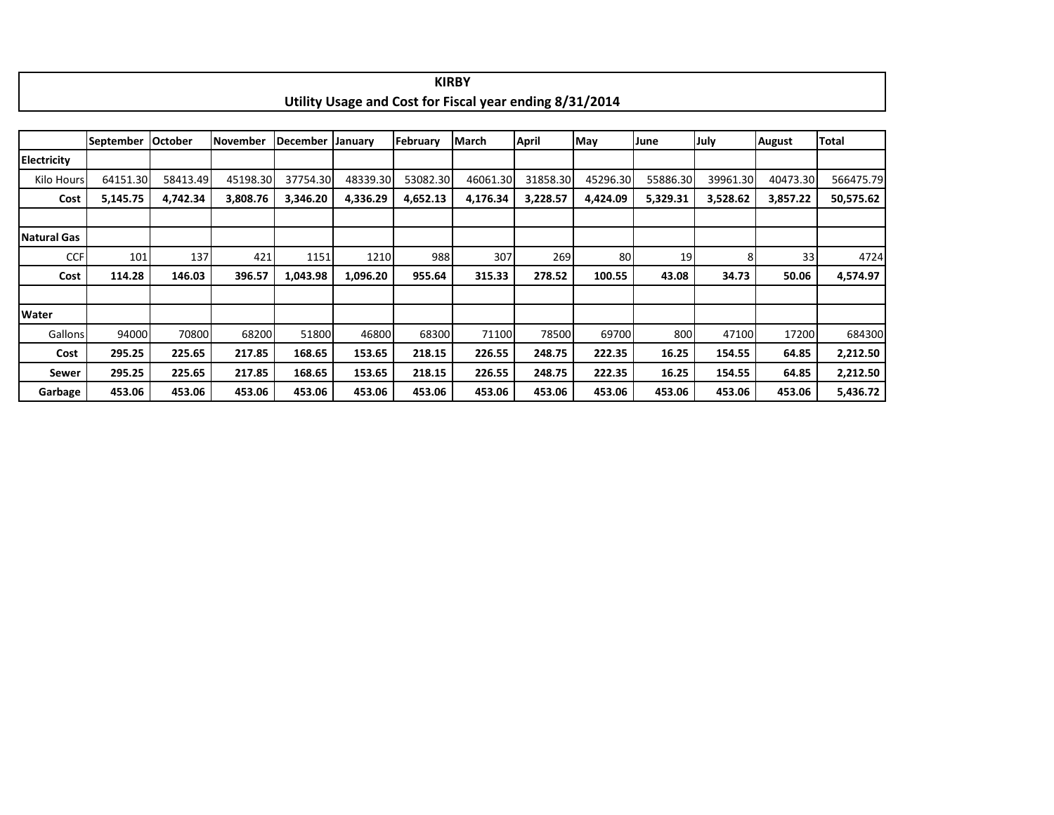# KIRBY

## Utility Usage and Cost for Fiscal year ending 8/31/2014

| | September | October | November | December | January | February | March | April | May | June | July | August | Total |
|---|---|---|---|---|---|---|---|---|---|---|---|---|---|
| **Electricity** | | | | | | | | | | | | | |
| Kilo Hours | 64151.30 | 58413.49 | 45198.30 | 37754.30 | 48339.30 | 53082.30 | 46061.30 | 31858.30 | 45296.30 | 55886.30 | 39961.30 | 40473.30 | 566475.79 |
| **Cost** | **5,145.75** | **4,742.34** | **3,808.76** | **3,346.20** | **4,336.29** | **4,652.13** | **4,176.34** | **3,228.57** | **4,424.09** | **5,329.31** | **3,528.62** | **3,857.22** | **50,575.62** |
| | | | | | | | | | | | | | |
| **Natural Gas** | | | | | | | | | | | | | |
| CCF | 101 | 137 | 421 | 1151 | 1210 | 988 | 307 | 269 | 80 | 19 | 8 | 33 | 4724 |
| **Cost** | **114.28** | **146.03** | **396.57** | **1,043.98** | **1,096.20** | **955.64** | **315.33** | **278.52** | **100.55** | **43.08** | **34.73** | **50.06** | **4,574.97** |
| | | | | | | | | | | | | | |
| **Water** | | | | | | | | | | | | | |
| Gallons | 94000 | 70800 | 68200 | 51800 | 46800 | 68300 | 71100 | 78500 | 69700 | 800 | 47100 | 17200 | 684300 |
| **Cost** | **295.25** | **225.65** | **217.85** | **168.65** | **153.65** | **218.15** | **226.55** | **248.75** | **222.35** | **16.25** | **154.55** | **64.85** | **2,212.50** |
| **Sewer** | **295.25** | **225.65** | **217.85** | **168.65** | **153.65** | **218.15** | **226.55** | **248.75** | **222.35** | **16.25** | **154.55** | **64.85** | **2,212.50** |
| **Garbage** | **453.06** | **453.06** | **453.06** | **453.06** | **453.06** | **453.06** | **453.06** | **453.06** | **453.06** | **453.06** | **453.06** | **453.06** | **5,436.72** |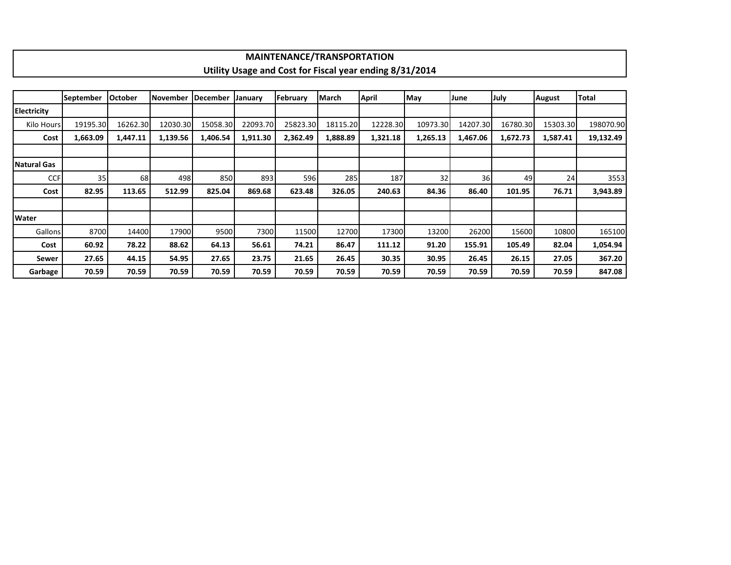# MAINTENANCE/TRANSPORTATION

## Utility Usage and Cost for Fiscal year ending 8/31/2014

| | September | October | November | December | January | February | March | April | May | June | July | August | Total |
|---|---|---|---|---|---|---|---|---|---|---|---|---|---|
| **Electricity** | | | | | | | | | | | | | |
| Kilo Hours | 19195.30 | 16262.30 | 12030.30 | 15058.30 | 22093.70 | 25823.30 | 18115.20 | 12228.30 | 10973.30 | 14207.30 | 16780.30 | 15303.30 | 198070.90 |
| **Cost** | **1,663.09** | **1,447.11** | **1,139.56** | **1,406.54** | **1,911.30** | **2,362.49** | **1,888.89** | **1,321.18** | **1,265.13** | **1,467.06** | **1,672.73** | **1,587.41** | **19,132.49** |
| | | | | | | | | | | | | | |
| **Natural Gas** | | | | | | | | | | | | | |
| CCF | 35 | 68 | 498 | 850 | 893 | 596 | 285 | 187 | 32 | 36 | 49 | 24 | 3553 |
| **Cost** | **82.95** | **113.65** | **512.99** | **825.04** | **869.68** | **623.48** | **326.05** | **240.63** | **84.36** | **86.40** | **101.95** | **76.71** | **3,943.89** |
| | | | | | | | | | | | | | |
| **Water** | | | | | | | | | | | | | |
| Gallons | 8700 | 14400 | 17900 | 9500 | 7300 | 11500 | 12700 | 17300 | 13200 | 26200 | 15600 | 10800 | 165100 |
| **Cost** | **60.92** | **78.22** | **88.62** | **64.13** | **56.61** | **74.21** | **86.47** | **111.12** | **91.20** | **155.91** | **105.49** | **82.04** | **1,054.94** |
| **Sewer** | **27.65** | **44.15** | **54.95** | **27.65** | **23.75** | **21.65** | **26.45** | **30.35** | **30.95** | **26.45** | **26.15** | **27.05** | **367.20** |
| **Garbage** | **70.59** | **70.59** | **70.59** | **70.59** | **70.59** | **70.59** | **70.59** | **70.59** | **70.59** | **70.59** | **70.59** | **70.59** | **847.08** |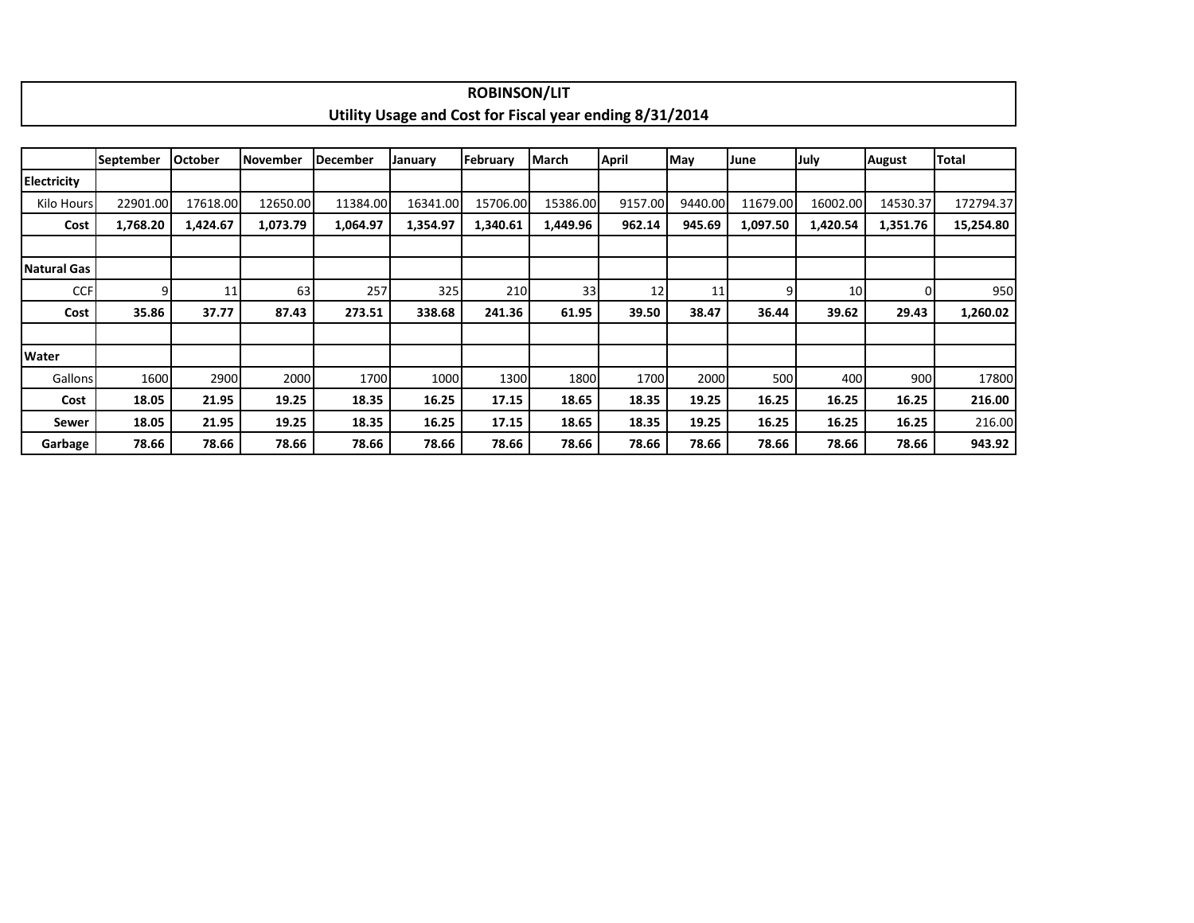# ROBINSON/LIT

## Utility Usage and Cost for Fiscal year ending 8/31/2014

| | September | October | November | December | January | February | March | April | May | June | July | August | Total |
|---|---|---|---|---|---|---|---|---|---|---|---|---|---|
| **Electricity** | | | | | | | | | | | | | |
| Kilo Hours | 22901.00 | 17618.00 | 12650.00 | 11384.00 | 16341.00 | 15706.00 | 15386.00 | 9157.00 | 9440.00 | 11679.00 | 16002.00 | 14530.37 | 172794.37 |
| **Cost** | **1,768.20** | **1,424.67** | **1,073.79** | **1,064.97** | **1,354.97** | **1,340.61** | **1,449.96** | **962.14** | **945.69** | **1,097.50** | **1,420.54** | **1,351.76** | **15,254.80** |
| | | | | | | | | | | | | | |
| **Natural Gas** | | | | | | | | | | | | | |
| CCF | 9 | 11 | 63 | 257 | 325 | 210 | 33 | 12 | 11 | 9 | 10 | 0 | 950 |
| **Cost** | **35.86** | **37.77** | **87.43** | **273.51** | **338.68** | **241.36** | **61.95** | **39.50** | **38.47** | **36.44** | **39.62** | **29.43** | **1,260.02** |
| | | | | | | | | | | | | | |
| **Water** | | | | | | | | | | | | | |
| Gallons | 1600 | 2900 | 2000 | 1700 | 1000 | 1300 | 1800 | 1700 | 2000 | 500 | 400 | 900 | 17800 |
| **Cost** | **18.05** | **21.95** | **19.25** | **18.35** | **16.25** | **17.15** | **18.65** | **18.35** | **19.25** | **16.25** | **16.25** | **16.25** | **216.00** |
| **Sewer** | **18.05** | **21.95** | **19.25** | **18.35** | **16.25** | **17.15** | **18.65** | **18.35** | **19.25** | **16.25** | **16.25** | **16.25** | 216.00 |
| **Garbage** | **78.66** | **78.66** | **78.66** | **78.66** | **78.66** | **78.66** | **78.66** | **78.66** | **78.66** | **78.66** | **78.66** | **78.66** | **943.92** |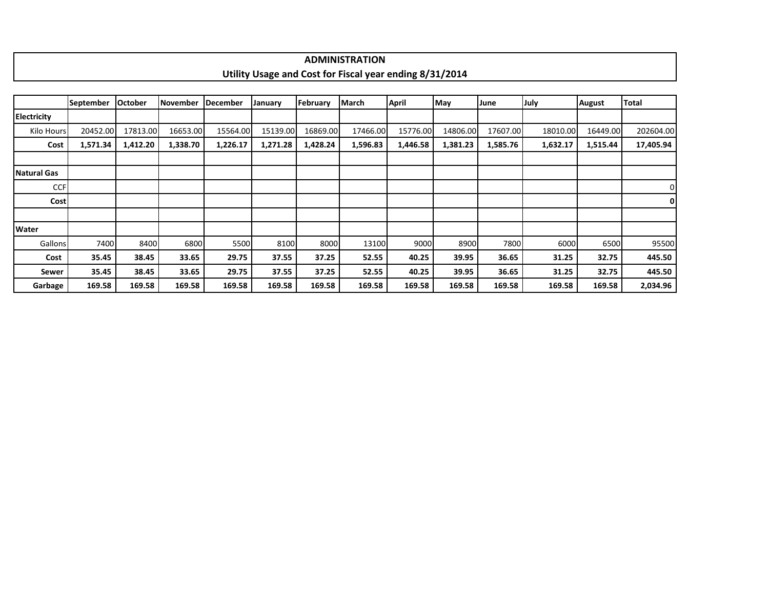## ADMINISTRATION
## Utility Usage and Cost for Fiscal year ending 8/31/2014

| | September | October | November | December | January | February | March | April | May | June | July | August | Total |
|---|---|---|---|---|---|---|---|---|---|---|---|---|---|
| **Electricity** | | | | | | | | | | | | | |
| Kilo Hours | 20452.00 | 17813.00 | 16653.00 | 15564.00 | 15139.00 | 16869.00 | 17466.00 | 15776.00 | 14806.00 | 17607.00 | 18010.00 | 16449.00 | 202604.00 |
| **Cost** | **1,571.34** | **1,412.20** | **1,338.70** | **1,226.17** | **1,271.28** | **1,428.24** | **1,596.83** | **1,446.58** | **1,381.23** | **1,585.76** | **1,632.17** | **1,515.44** | **17,405.94** |
| | | | | | | | | | | | | | |
| **Natural Gas** | | | | | | | | | | | | | |
| CCF | | | | | | | | | | | | | 0 |
| **Cost** | | | | | | | | | | | | | **0** |
| | | | | | | | | | | | | | |
| **Water** | | | | | | | | | | | | | |
| Gallons | 7400 | 8400 | 6800 | 5500 | 8100 | 8000 | 13100 | 9000 | 8900 | 7800 | 6000 | 6500 | 95500 |
| **Cost** | **35.45** | **38.45** | **33.65** | **29.75** | **37.55** | **37.25** | **52.55** | **40.25** | **39.95** | **36.65** | **31.25** | **32.75** | **445.50** |
| **Sewer** | **35.45** | **38.45** | **33.65** | **29.75** | **37.55** | **37.25** | **52.55** | **40.25** | **39.95** | **36.65** | **31.25** | **32.75** | **445.50** |
| **Garbage** | **169.58** | **169.58** | **169.58** | **169.58** | **169.58** | **169.58** | **169.58** | **169.58** | **169.58** | **169.58** | **169.58** | **169.58** | **2,034.96** |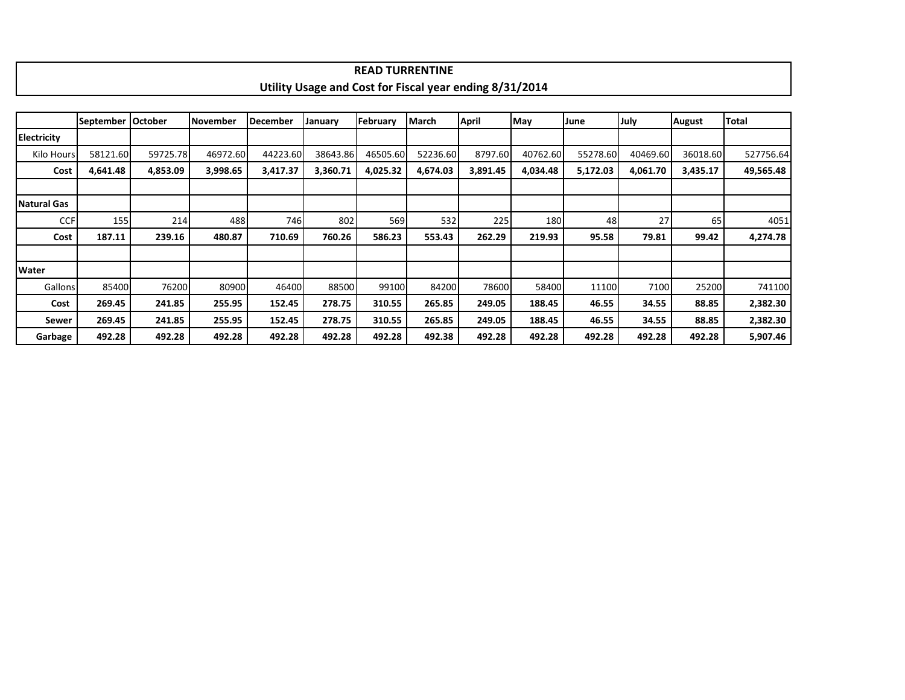# READ TURRENTINE

## Utility Usage and Cost for Fiscal year ending 8/31/2014

| | September | October | November | December | January | February | March | April | May | June | July | August | Total |
|---|---|---|---|---|---|---|---|---|---|---|---|---|---|
| **Electricity** | | | | | | | | | | | | | |
| Kilo Hours | 58121.60 | 59725.78 | 46972.60 | 44223.60 | 38643.86 | 46505.60 | 52236.60 | 8797.60 | 40762.60 | 55278.60 | 40469.60 | 36018.60 | 527756.64 |
| **Cost** | **4,641.48** | **4,853.09** | **3,998.65** | **3,417.37** | **3,360.71** | **4,025.32** | **4,674.03** | **3,891.45** | **4,034.48** | **5,172.03** | **4,061.70** | **3,435.17** | **49,565.48** |
| | | | | | | | | | | | | | |
| **Natural Gas** | | | | | | | | | | | | | |
| CCF | 155 | 214 | 488 | 746 | 802 | 569 | 532 | 225 | 180 | 48 | 27 | 65 | 4051 |
| **Cost** | **187.11** | **239.16** | **480.87** | **710.69** | **760.26** | **586.23** | **553.43** | **262.29** | **219.93** | **95.58** | **79.81** | **99.42** | **4,274.78** |
| | | | | | | | | | | | | | |
| **Water** | | | | | | | | | | | | | |
| Gallons | 85400 | 76200 | 80900 | 46400 | 88500 | 99100 | 84200 | 78600 | 58400 | 11100 | 7100 | 25200 | 741100 |
| **Cost** | **269.45** | **241.85** | **255.95** | **152.45** | **278.75** | **310.55** | **265.85** | **249.05** | **188.45** | **46.55** | **34.55** | **88.85** | **2,382.30** |
| **Sewer** | **269.45** | **241.85** | **255.95** | **152.45** | **278.75** | **310.55** | **265.85** | **249.05** | **188.45** | **46.55** | **34.55** | **88.85** | **2,382.30** |
| **Garbage** | **492.28** | **492.28** | **492.28** | **492.28** | **492.28** | **492.28** | **492.38** | **492.28** | **492.28** | **492.28** | **492.28** | **492.28** | **5,907.46** |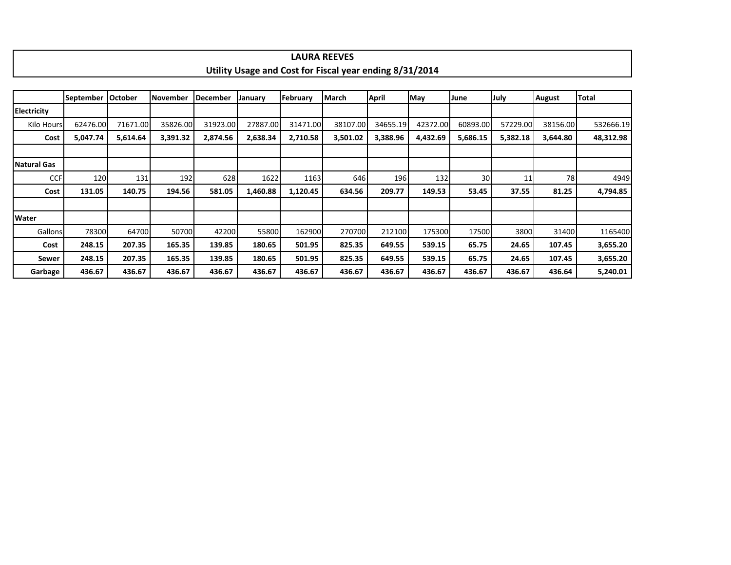**LAURA REEVES**

**Utility Usage and Cost for Fiscal year ending 8/31/2014**

| | September | October | November | December | January | February | March | April | May | June | July | August | Total |
|---|---|---|---|---|---|---|---|---|---|---|---|---|---|
| **Electricity** | | | | | | | | | | | | | |
| Kilo Hours | 62476.00 | 71671.00 | 35826.00 | 31923.00 | 27887.00 | 31471.00 | 38107.00 | 34655.19 | 42372.00 | 60893.00 | 57229.00 | 38156.00 | 532666.19 |
| **Cost** | **5,047.74** | **5,614.64** | **3,391.32** | **2,874.56** | **2,638.34** | **2,710.58** | **3,501.02** | **3,388.96** | **4,432.69** | **5,686.15** | **5,382.18** | **3,644.80** | **48,312.98** |
| | | | | | | | | | | | | | |
| **Natural Gas** | | | | | | | | | | | | | |
| CCF | 120 | 131 | 192 | 628 | 1622 | 1163 | 646 | 196 | 132 | 30 | 11 | 78 | 4949 |
| **Cost** | **131.05** | **140.75** | **194.56** | **581.05** | **1,460.88** | **1,120.45** | **634.56** | **209.77** | **149.53** | **53.45** | **37.55** | **81.25** | **4,794.85** |
| | | | | | | | | | | | | | |
| **Water** | | | | | | | | | | | | | |
| Gallons | 78300 | 64700 | 50700 | 42200 | 55800 | 162900 | 270700 | 212100 | 175300 | 17500 | 3800 | 31400 | 1165400 |
| **Cost** | **248.15** | **207.35** | **165.35** | **139.85** | **180.65** | **501.95** | **825.35** | **649.55** | **539.15** | **65.75** | **24.65** | **107.45** | **3,655.20** |
| **Sewer** | **248.15** | **207.35** | **165.35** | **139.85** | **180.65** | **501.95** | **825.35** | **649.55** | **539.15** | **65.75** | **24.65** | **107.45** | **3,655.20** |
| **Garbage** | **436.67** | **436.67** | **436.67** | **436.67** | **436.67** | **436.67** | **436.67** | **436.67** | **436.67** | **436.67** | **436.67** | **436.64** | **5,240.01** |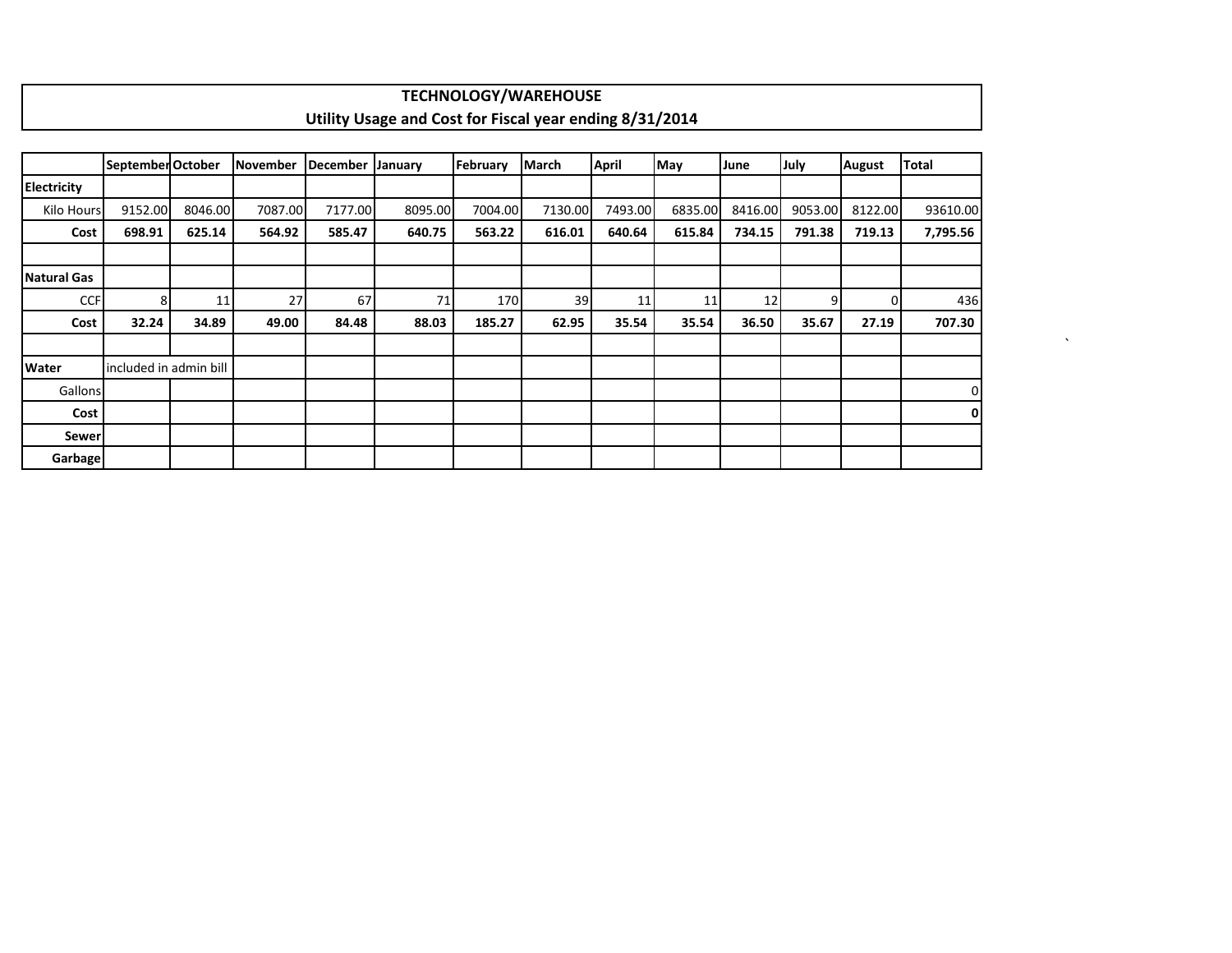# TECHNOLOGY/WAREHOUSE

## Utility Usage and Cost for Fiscal year ending 8/31/2014

| | September | October | November | December | January | February | March | April | May | June | July | August | Total |
|---|---|---|---|---|---|---|---|---|---|---|---|---|---|
| **Electricity** | | | | | | | | | | | | | |
| Kilo Hours | 9152.00 | 8046.00 | 7087.00 | 7177.00 | 8095.00 | 7004.00 | 7130.00 | 7493.00 | 6835.00 | 8416.00 | 9053.00 | 8122.00 | 93610.00 |
| **Cost** | **698.91** | **625.14** | **564.92** | **585.47** | **640.75** | **563.22** | **616.01** | **640.64** | **615.84** | **734.15** | **791.38** | **719.13** | **7,795.56** |
| | | | | | | | | | | | | | |
| **Natural Gas** | | | | | | | | | | | | | |
| CCF | 8 | 11 | 27 | 67 | 71 | 170 | 39 | 11 | 11 | 12 | 9 | 0 | 436 |
| **Cost** | **32.24** | **34.89** | **49.00** | **84.48** | **88.03** | **185.27** | **62.95** | **35.54** | **35.54** | **36.50** | **35.67** | **27.19** | **707.30** |
| | | | | | | | | | | | | | |
| **Water** | included in admin bill | | | | | | | | | | | | |
| Gallons | | | | | | | | | | | | | 0 |
| **Cost** | | | | | | | | | | | | | **0** |
| **Sewer** | | | | | | | | | | | | | |
| **Garbage** | | | | | | | | | | | | | |